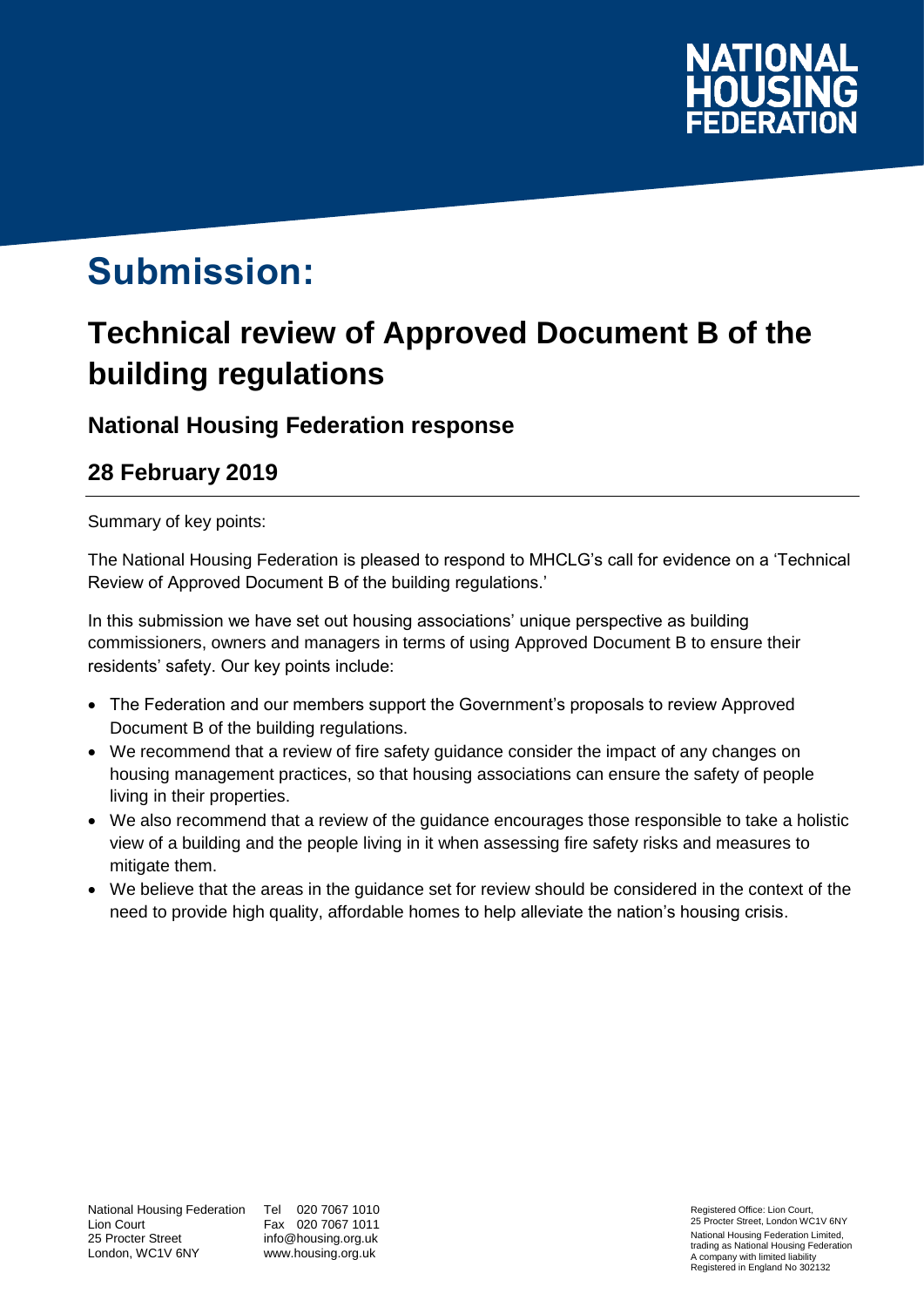NATIONAL HOUSING FEDERATION

# Submission:

## Technical review of Approved Document B of the building regulations

### National Housing Federation response

### 28 February 2019

Summary of key points:

The National Housing Federation is pleased to respond to MHCLG's call for evidence on a 'Technical Review of Approved Document B of the building regulations.'

In this submission we have set out housing associations' unique perspective as building commissioners, owners and managers in terms of using Approved Document B to ensure their residents' safety. Our key points include:

- The Federation and our members support the Government's proposals to review Approved Document B of the building regulations.
- We recommend that a review of fire safety guidance consider the impact of any changes on housing management practices, so that housing associations can ensure the safety of people living in their properties.
- We also recommend that a review of the guidance encourages those responsible to take a holistic view of a building and the people living in it when assessing fire safety risks and measures to mitigate them.
- We believe that the areas in the guidance set for review should be considered in the context of the need to provide high quality, affordable homes to help alleviate the nation's housing crisis.

National Housing Federation
Lion Court
25 Procter Street
London, WC1V 6NY

Tel 020 7067 1010
Fax 020 7067 1011
info@housing.org.uk
www.housing.org.uk

Registered Office: Lion Court, 25 Procter Street, London WC1V 6NY
National Housing Federation Limited, trading as National Housing Federation
A company with limited liability
Registered in England No 302132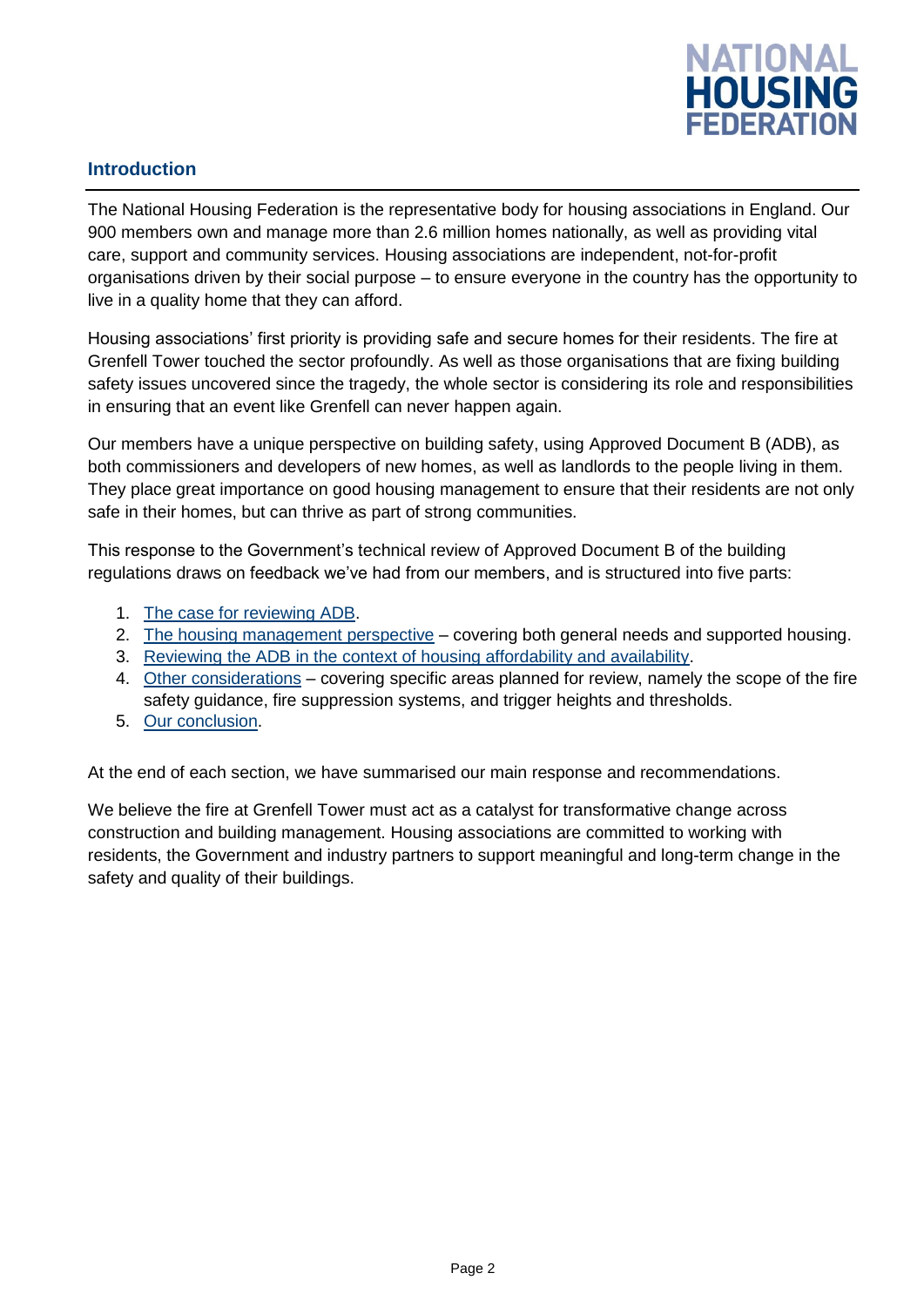## Introduction

The National Housing Federation is the representative body for housing associations in England. Our 900 members own and manage more than 2.6 million homes nationally, as well as providing vital care, support and community services. Housing associations are independent, not-for-profit organisations driven by their social purpose – to ensure everyone in the country has the opportunity to live in a quality home that they can afford.

Housing associations' first priority is providing safe and secure homes for their residents. The fire at Grenfell Tower touched the sector profoundly. As well as those organisations that are fixing building safety issues uncovered since the tragedy, the whole sector is considering its role and responsibilities in ensuring that an event like Grenfell can never happen again.

Our members have a unique perspective on building safety, using Approved Document B (ADB), as both commissioners and developers of new homes, as well as landlords to the people living in them. They place great importance on good housing management to ensure that their residents are not only safe in their homes, but can thrive as part of strong communities.

This response to the Government's technical review of Approved Document B of the building regulations draws on feedback we've had from our members, and is structured into five parts:

1. The case for reviewing ADB.
2. The housing management perspective – covering both general needs and supported housing.
3. Reviewing the ADB in the context of housing affordability and availability.
4. Other considerations – covering specific areas planned for review, namely the scope of the fire safety guidance, fire suppression systems, and trigger heights and thresholds.
5. Our conclusion.

At the end of each section, we have summarised our main response and recommendations.

We believe the fire at Grenfell Tower must act as a catalyst for transformative change across construction and building management. Housing associations are committed to working with residents, the Government and industry partners to support meaningful and long-term change in the safety and quality of their buildings.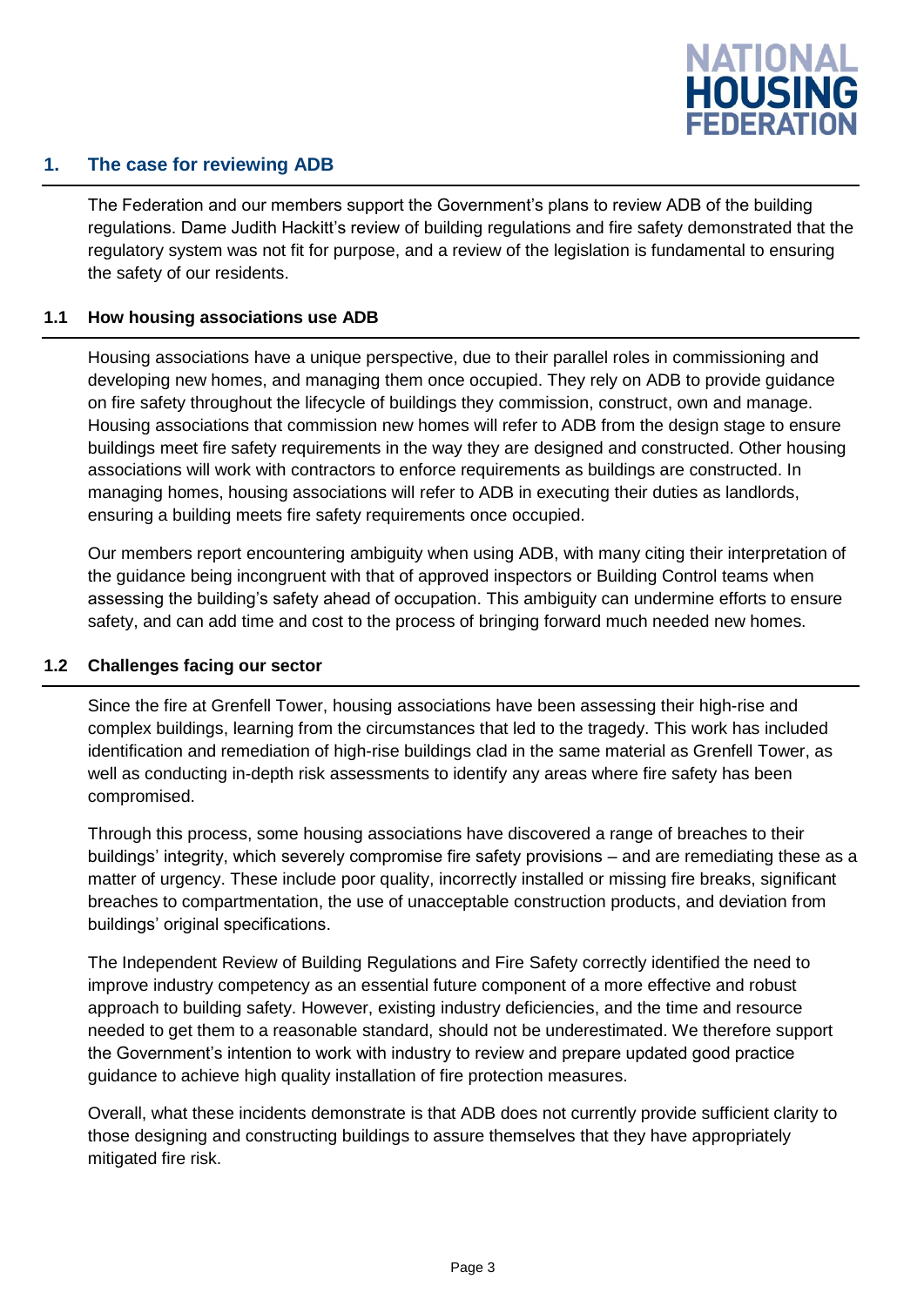## 1. The case for reviewing ADB

The Federation and our members support the Government's plans to review ADB of the building regulations. Dame Judith Hackitt's review of building regulations and fire safety demonstrated that the regulatory system was not fit for purpose, and a review of the legislation is fundamental to ensuring the safety of our residents.

### 1.1 How housing associations use ADB

Housing associations have a unique perspective, due to their parallel roles in commissioning and developing new homes, and managing them once occupied. They rely on ADB to provide guidance on fire safety throughout the lifecycle of buildings they commission, construct, own and manage. Housing associations that commission new homes will refer to ADB from the design stage to ensure buildings meet fire safety requirements in the way they are designed and constructed. Other housing associations will work with contractors to enforce requirements as buildings are constructed. In managing homes, housing associations will refer to ADB in executing their duties as landlords, ensuring a building meets fire safety requirements once occupied.

Our members report encountering ambiguity when using ADB, with many citing their interpretation of the guidance being incongruent with that of approved inspectors or Building Control teams when assessing the building's safety ahead of occupation. This ambiguity can undermine efforts to ensure safety, and can add time and cost to the process of bringing forward much needed new homes.

### 1.2 Challenges facing our sector

Since the fire at Grenfell Tower, housing associations have been assessing their high-rise and complex buildings, learning from the circumstances that led to the tragedy. This work has included identification and remediation of high-rise buildings clad in the same material as Grenfell Tower, as well as conducting in-depth risk assessments to identify any areas where fire safety has been compromised.

Through this process, some housing associations have discovered a range of breaches to their buildings' integrity, which severely compromise fire safety provisions – and are remediating these as a matter of urgency. These include poor quality, incorrectly installed or missing fire breaks, significant breaches to compartmentation, the use of unacceptable construction products, and deviation from buildings' original specifications.

The Independent Review of Building Regulations and Fire Safety correctly identified the need to improve industry competency as an essential future component of a more effective and robust approach to building safety. However, existing industry deficiencies, and the time and resource needed to get them to a reasonable standard, should not be underestimated. We therefore support the Government's intention to work with industry to review and prepare updated good practice guidance to achieve high quality installation of fire protection measures.

Overall, what these incidents demonstrate is that ADB does not currently provide sufficient clarity to those designing and constructing buildings to assure themselves that they have appropriately mitigated fire risk.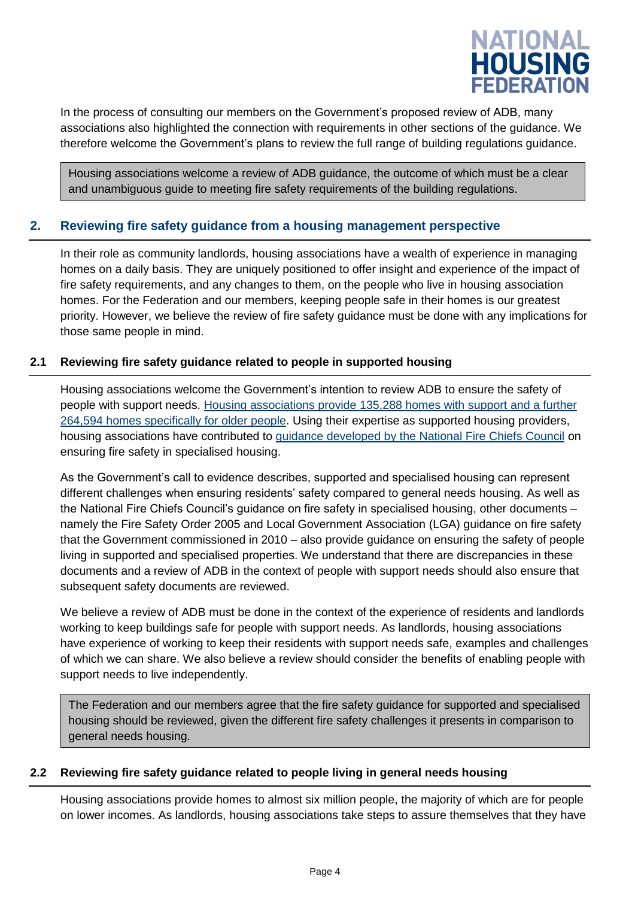In the process of consulting our members on the Government's proposed review of ADB, many associations also highlighted the connection with requirements in other sections of the guidance. We therefore welcome the Government's plans to review the full range of building regulations guidance.

> Housing associations welcome a review of ADB guidance, the outcome of which must be a clear and unambiguous guide to meeting fire safety requirements of the building regulations.

## 2. Reviewing fire safety guidance from a housing management perspective

In their role as community landlords, housing associations have a wealth of experience in managing homes on a daily basis. They are uniquely positioned to offer insight and experience of the impact of fire safety requirements, and any changes to them, on the people who live in housing association homes. For the Federation and our members, keeping people safe in their homes is our greatest priority. However, we believe the review of fire safety guidance must be done with any implications for those same people in mind.

### 2.1 Reviewing fire safety guidance related to people in supported housing

Housing associations welcome the Government's intention to review ADB to ensure the safety of people with support needs. Housing associations provide 135,288 homes with support and a further 264,594 homes specifically for older people. Using their expertise as supported housing providers, housing associations have contributed to guidance developed by the National Fire Chiefs Council on ensuring fire safety in specialised housing.

As the Government's call to evidence describes, supported and specialised housing can represent different challenges when ensuring residents' safety compared to general needs housing. As well as the National Fire Chiefs Council's guidance on fire safety in specialised housing, other documents – namely the Fire Safety Order 2005 and Local Government Association (LGA) guidance on fire safety that the Government commissioned in 2010 – also provide guidance on ensuring the safety of people living in supported and specialised properties. We understand that there are discrepancies in these documents and a review of ADB in the context of people with support needs should also ensure that subsequent safety documents are reviewed.

We believe a review of ADB must be done in the context of the experience of residents and landlords working to keep buildings safe for people with support needs. As landlords, housing associations have experience of working to keep their residents with support needs safe, examples and challenges of which we can share. We also believe a review should consider the benefits of enabling people with support needs to live independently.

> The Federation and our members agree that the fire safety guidance for supported and specialised housing should be reviewed, given the different fire safety challenges it presents in comparison to general needs housing.

### 2.2 Reviewing fire safety guidance related to people living in general needs housing

Housing associations provide homes to almost six million people, the majority of which are for people on lower incomes. As landlords, housing associations take steps to assure themselves that they have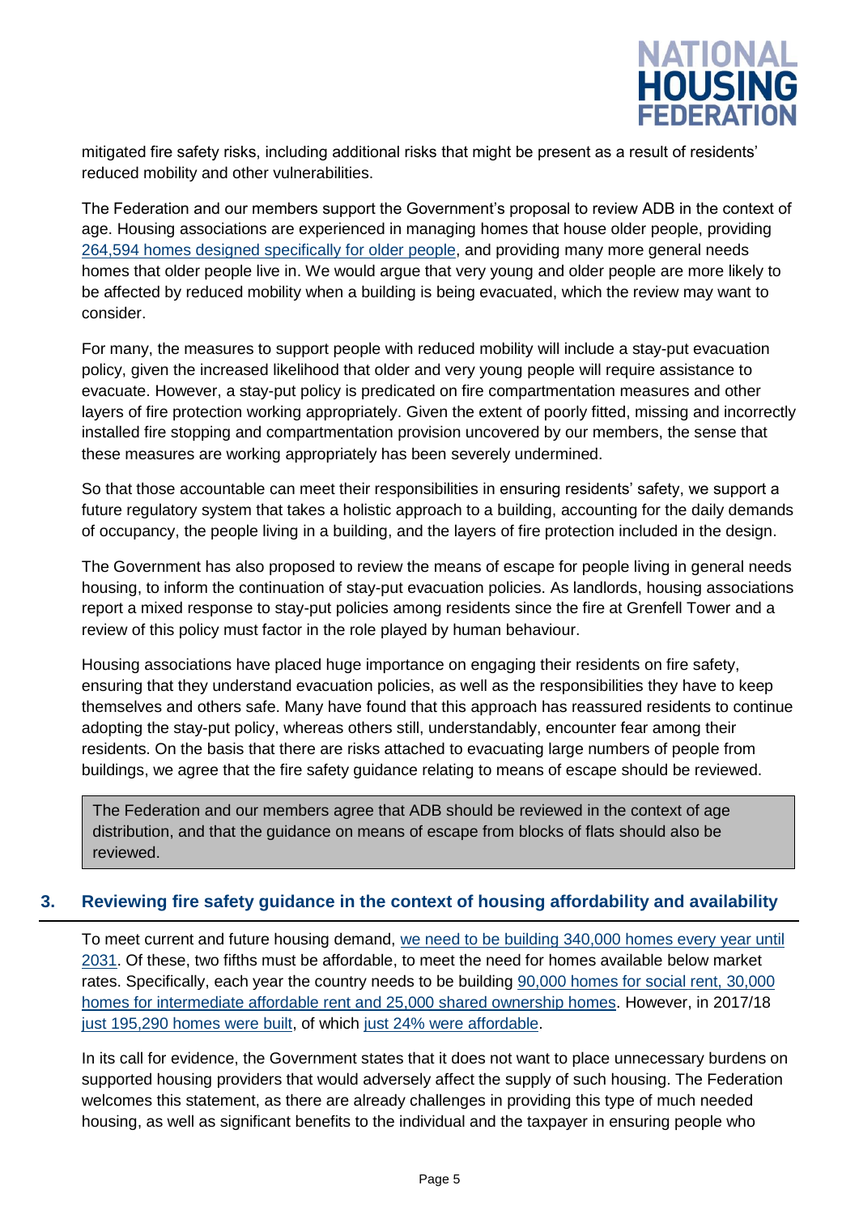mitigated fire safety risks, including additional risks that might be present as a result of residents' reduced mobility and other vulnerabilities.

The Federation and our members support the Government's proposal to review ADB in the context of age. Housing associations are experienced in managing homes that house older people, providing 264,594 homes designed specifically for older people, and providing many more general needs homes that older people live in. We would argue that very young and older people are more likely to be affected by reduced mobility when a building is being evacuated, which the review may want to consider.

For many, the measures to support people with reduced mobility will include a stay-put evacuation policy, given the increased likelihood that older and very young people will require assistance to evacuate. However, a stay-put policy is predicated on fire compartmentation measures and other layers of fire protection working appropriately. Given the extent of poorly fitted, missing and incorrectly installed fire stopping and compartmentation provision uncovered by our members, the sense that these measures are working appropriately has been severely undermined.

So that those accountable can meet their responsibilities in ensuring residents' safety, we support a future regulatory system that takes a holistic approach to a building, accounting for the daily demands of occupancy, the people living in a building, and the layers of fire protection included in the design.

The Government has also proposed to review the means of escape for people living in general needs housing, to inform the continuation of stay-put evacuation policies. As landlords, housing associations report a mixed response to stay-put policies among residents since the fire at Grenfell Tower and a review of this policy must factor in the role played by human behaviour.

Housing associations have placed huge importance on engaging their residents on fire safety, ensuring that they understand evacuation policies, as well as the responsibilities they have to keep themselves and others safe. Many have found that this approach has reassured residents to continue adopting the stay-put policy, whereas others still, understandably, encounter fear among their residents. On the basis that there are risks attached to evacuating large numbers of people from buildings, we agree that the fire safety guidance relating to means of escape should be reviewed.

> The Federation and our members agree that ADB should be reviewed in the context of age distribution, and that the guidance on means of escape from blocks of flats should also be reviewed.

## 3. Reviewing fire safety guidance in the context of housing affordability and availability

To meet current and future housing demand, we need to be building 340,000 homes every year until 2031. Of these, two fifths must be affordable, to meet the need for homes available below market rates. Specifically, each year the country needs to be building 90,000 homes for social rent, 30,000 homes for intermediate affordable rent and 25,000 shared ownership homes. However, in 2017/18 just 195,290 homes were built, of which just 24% were affordable.

In its call for evidence, the Government states that it does not want to place unnecessary burdens on supported housing providers that would adversely affect the supply of such housing. The Federation welcomes this statement, as there are already challenges in providing this type of much needed housing, as well as significant benefits to the individual and the taxpayer in ensuring people who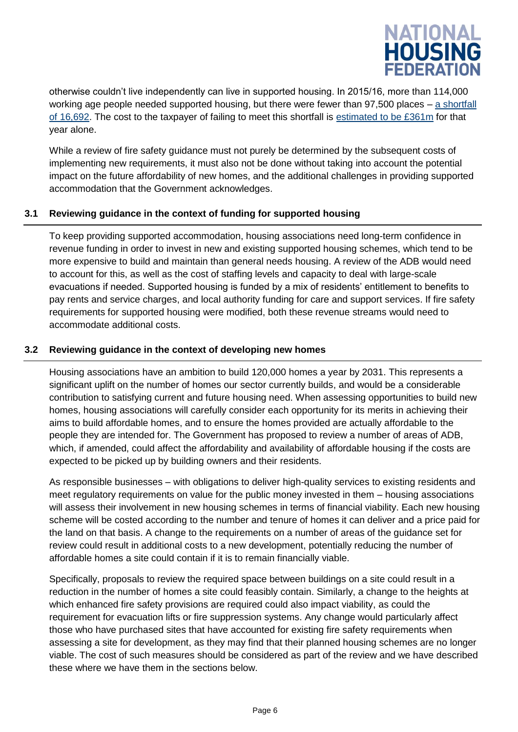otherwise couldn't live independently can live in supported housing. In 2015/16, more than 114,000 working age people needed supported housing, but there were fewer than 97,500 places – a shortfall of 16,692. The cost to the taxpayer of failing to meet this shortfall is estimated to be £361m for that year alone.

While a review of fire safety guidance must not purely be determined by the subsequent costs of implementing new requirements, it must also not be done without taking into account the potential impact on the future affordability of new homes, and the additional challenges in providing supported accommodation that the Government acknowledges.

### 3.1 Reviewing guidance in the context of funding for supported housing

To keep providing supported accommodation, housing associations need long-term confidence in revenue funding in order to invest in new and existing supported housing schemes, which tend to be more expensive to build and maintain than general needs housing. A review of the ADB would need to account for this, as well as the cost of staffing levels and capacity to deal with large-scale evacuations if needed. Supported housing is funded by a mix of residents' entitlement to benefits to pay rents and service charges, and local authority funding for care and support services. If fire safety requirements for supported housing were modified, both these revenue streams would need to accommodate additional costs.

### 3.2 Reviewing guidance in the context of developing new homes

Housing associations have an ambition to build 120,000 homes a year by 2031. This represents a significant uplift on the number of homes our sector currently builds, and would be a considerable contribution to satisfying current and future housing need. When assessing opportunities to build new homes, housing associations will carefully consider each opportunity for its merits in achieving their aims to build affordable homes, and to ensure the homes provided are actually affordable to the people they are intended for. The Government has proposed to review a number of areas of ADB, which, if amended, could affect the affordability and availability of affordable housing if the costs are expected to be picked up by building owners and their residents.

As responsible businesses – with obligations to deliver high-quality services to existing residents and meet regulatory requirements on value for the public money invested in them – housing associations will assess their involvement in new housing schemes in terms of financial viability. Each new housing scheme will be costed according to the number and tenure of homes it can deliver and a price paid for the land on that basis. A change to the requirements on a number of areas of the guidance set for review could result in additional costs to a new development, potentially reducing the number of affordable homes a site could contain if it is to remain financially viable.

Specifically, proposals to review the required space between buildings on a site could result in a reduction in the number of homes a site could feasibly contain. Similarly, a change to the heights at which enhanced fire safety provisions are required could also impact viability, as could the requirement for evacuation lifts or fire suppression systems. Any change would particularly affect those who have purchased sites that have accounted for existing fire safety requirements when assessing a site for development, as they may find that their planned housing schemes are no longer viable. The cost of such measures should be considered as part of the review and we have described these where we have them in the sections below.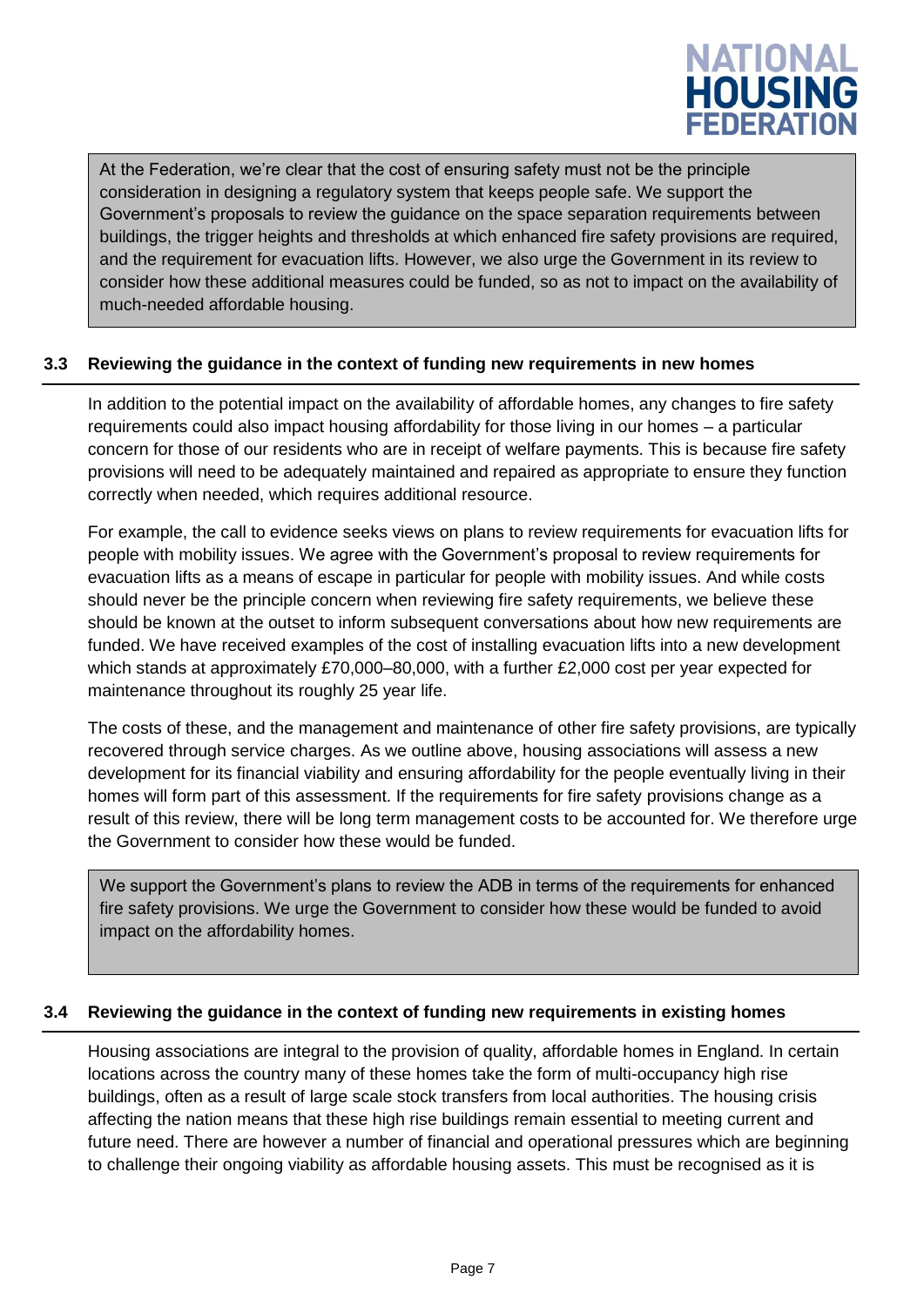At the Federation, we're clear that the cost of ensuring safety must not be the principle consideration in designing a regulatory system that keeps people safe. We support the Government's proposals to review the guidance on the space separation requirements between buildings, the trigger heights and thresholds at which enhanced fire safety provisions are required, and the requirement for evacuation lifts. However, we also urge the Government in its review to consider how these additional measures could be funded, so as not to impact on the availability of much-needed affordable housing.

### 3.3 Reviewing the guidance in the context of funding new requirements in new homes

In addition to the potential impact on the availability of affordable homes, any changes to fire safety requirements could also impact housing affordability for those living in our homes – a particular concern for those of our residents who are in receipt of welfare payments. This is because fire safety provisions will need to be adequately maintained and repaired as appropriate to ensure they function correctly when needed, which requires additional resource.

For example, the call to evidence seeks views on plans to review requirements for evacuation lifts for people with mobility issues. We agree with the Government's proposal to review requirements for evacuation lifts as a means of escape in particular for people with mobility issues. And while costs should never be the principle concern when reviewing fire safety requirements, we believe these should be known at the outset to inform subsequent conversations about how new requirements are funded. We have received examples of the cost of installing evacuation lifts into a new development which stands at approximately £70,000–80,000, with a further £2,000 cost per year expected for maintenance throughout its roughly 25 year life.

The costs of these, and the management and maintenance of other fire safety provisions, are typically recovered through service charges. As we outline above, housing associations will assess a new development for its financial viability and ensuring affordability for the people eventually living in their homes will form part of this assessment. If the requirements for fire safety provisions change as a result of this review, there will be long term management costs to be accounted for. We therefore urge the Government to consider how these would be funded.

We support the Government's plans to review the ADB in terms of the requirements for enhanced fire safety provisions. We urge the Government to consider how these would be funded to avoid impact on the affordability homes.

### 3.4 Reviewing the guidance in the context of funding new requirements in existing homes

Housing associations are integral to the provision of quality, affordable homes in England. In certain locations across the country many of these homes take the form of multi-occupancy high rise buildings, often as a result of large scale stock transfers from local authorities. The housing crisis affecting the nation means that these high rise buildings remain essential to meeting current and future need. There are however a number of financial and operational pressures which are beginning to challenge their ongoing viability as affordable housing assets. This must be recognised as it is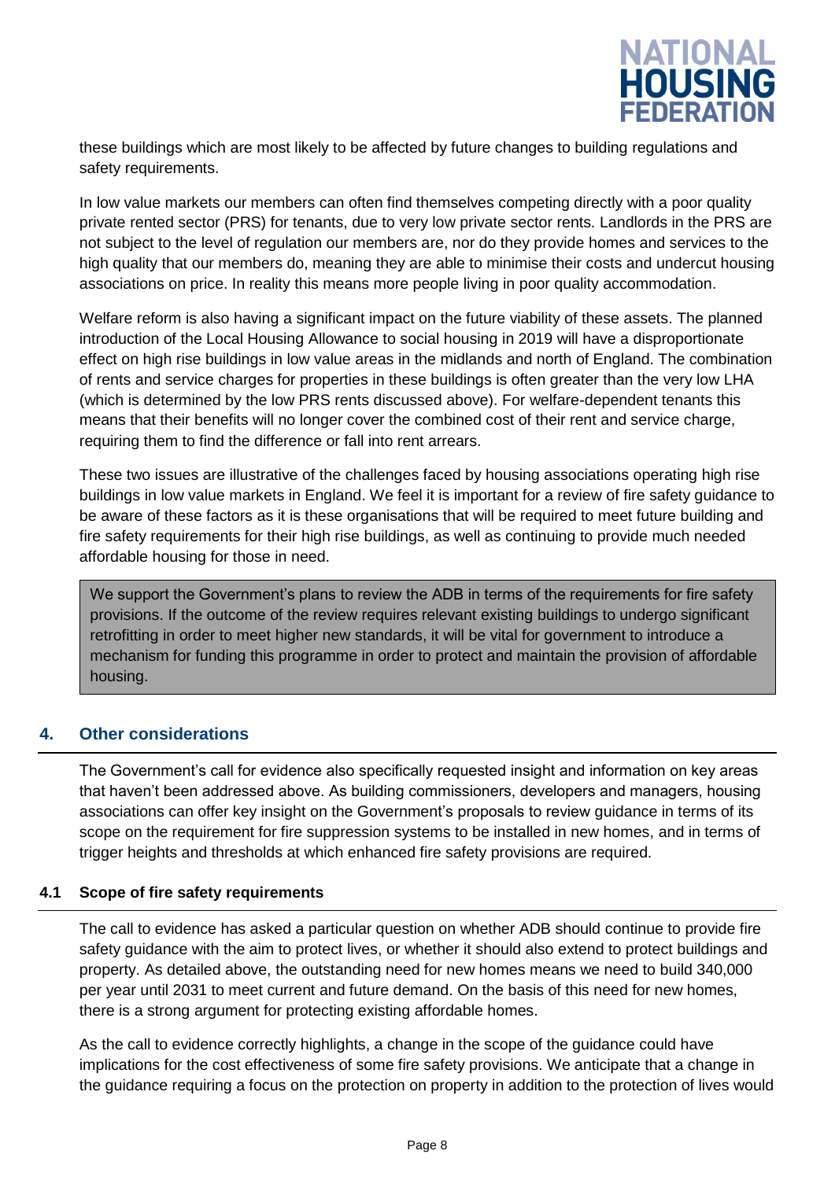these buildings which are most likely to be affected by future changes to building regulations and safety requirements.

In low value markets our members can often find themselves competing directly with a poor quality private rented sector (PRS) for tenants, due to very low private sector rents. Landlords in the PRS are not subject to the level of regulation our members are, nor do they provide homes and services to the high quality that our members do, meaning they are able to minimise their costs and undercut housing associations on price. In reality this means more people living in poor quality accommodation.

Welfare reform is also having a significant impact on the future viability of these assets. The planned introduction of the Local Housing Allowance to social housing in 2019 will have a disproportionate effect on high rise buildings in low value areas in the midlands and north of England. The combination of rents and service charges for properties in these buildings is often greater than the very low LHA (which is determined by the low PRS rents discussed above). For welfare-dependent tenants this means that their benefits will no longer cover the combined cost of their rent and service charge, requiring them to find the difference or fall into rent arrears.

These two issues are illustrative of the challenges faced by housing associations operating high rise buildings in low value markets in England. We feel it is important for a review of fire safety guidance to be aware of these factors as it is these organisations that will be required to meet future building and fire safety requirements for their high rise buildings, as well as continuing to provide much needed affordable housing for those in need.

> We support the Government's plans to review the ADB in terms of the requirements for fire safety provisions. If the outcome of the review requires relevant existing buildings to undergo significant retrofitting in order to meet higher new standards, it will be vital for government to introduce a mechanism for funding this programme in order to protect and maintain the provision of affordable housing.

## 4. Other considerations

The Government's call for evidence also specifically requested insight and information on key areas that haven't been addressed above. As building commissioners, developers and managers, housing associations can offer key insight on the Government's proposals to review guidance in terms of its scope on the requirement for fire suppression systems to be installed in new homes, and in terms of trigger heights and thresholds at which enhanced fire safety provisions are required.

### 4.1 Scope of fire safety requirements

The call to evidence has asked a particular question on whether ADB should continue to provide fire safety guidance with the aim to protect lives, or whether it should also extend to protect buildings and property. As detailed above, the outstanding need for new homes means we need to build 340,000 per year until 2031 to meet current and future demand. On the basis of this need for new homes, there is a strong argument for protecting existing affordable homes.

As the call to evidence correctly highlights, a change in the scope of the guidance could have implications for the cost effectiveness of some fire safety provisions. We anticipate that a change in the guidance requiring a focus on the protection on property in addition to the protection of lives would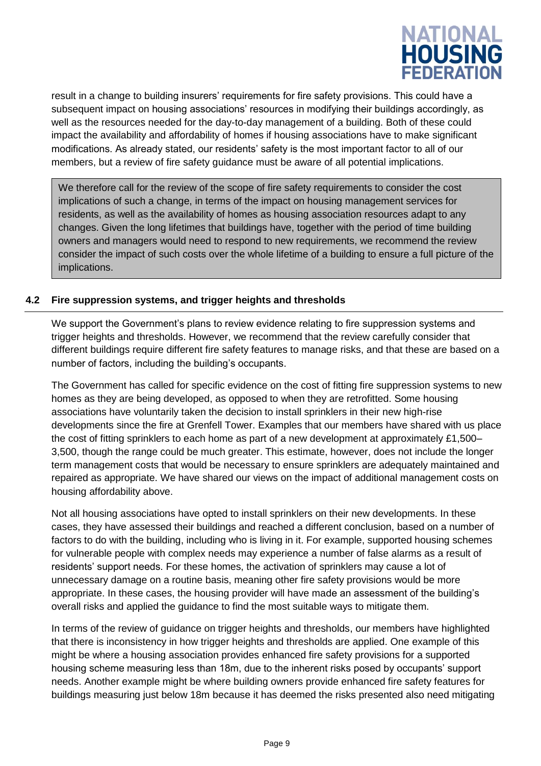result in a change to building insurers' requirements for fire safety provisions. This could have a subsequent impact on housing associations' resources in modifying their buildings accordingly, as well as the resources needed for the day-to-day management of a building. Both of these could impact the availability and affordability of homes if housing associations have to make significant modifications. As already stated, our residents' safety is the most important factor to all of our members, but a review of fire safety guidance must be aware of all potential implications.

> We therefore call for the review of the scope of fire safety requirements to consider the cost implications of such a change, in terms of the impact on housing management services for residents, as well as the availability of homes as housing association resources adapt to any changes. Given the long lifetimes that buildings have, together with the period of time building owners and managers would need to respond to new requirements, we recommend the review consider the impact of such costs over the whole lifetime of a building to ensure a full picture of the implications.

## 4.2 Fire suppression systems, and trigger heights and thresholds

We support the Government's plans to review evidence relating to fire suppression systems and trigger heights and thresholds. However, we recommend that the review carefully consider that different buildings require different fire safety features to manage risks, and that these are based on a number of factors, including the building's occupants.

The Government has called for specific evidence on the cost of fitting fire suppression systems to new homes as they are being developed, as opposed to when they are retrofitted. Some housing associations have voluntarily taken the decision to install sprinklers in their new high-rise developments since the fire at Grenfell Tower. Examples that our members have shared with us place the cost of fitting sprinklers to each home as part of a new development at approximately £1,500–3,500, though the range could be much greater. This estimate, however, does not include the longer term management costs that would be necessary to ensure sprinklers are adequately maintained and repaired as appropriate. We have shared our views on the impact of additional management costs on housing affordability above.

Not all housing associations have opted to install sprinklers on their new developments. In these cases, they have assessed their buildings and reached a different conclusion, based on a number of factors to do with the building, including who is living in it. For example, supported housing schemes for vulnerable people with complex needs may experience a number of false alarms as a result of residents' support needs. For these homes, the activation of sprinklers may cause a lot of unnecessary damage on a routine basis, meaning other fire safety provisions would be more appropriate. In these cases, the housing provider will have made an assessment of the building's overall risks and applied the guidance to find the most suitable ways to mitigate them.

In terms of the review of guidance on trigger heights and thresholds, our members have highlighted that there is inconsistency in how trigger heights and thresholds are applied. One example of this might be where a housing association provides enhanced fire safety provisions for a supported housing scheme measuring less than 18m, due to the inherent risks posed by occupants' support needs. Another example might be where building owners provide enhanced fire safety features for buildings measuring just below 18m because it has deemed the risks presented also need mitigating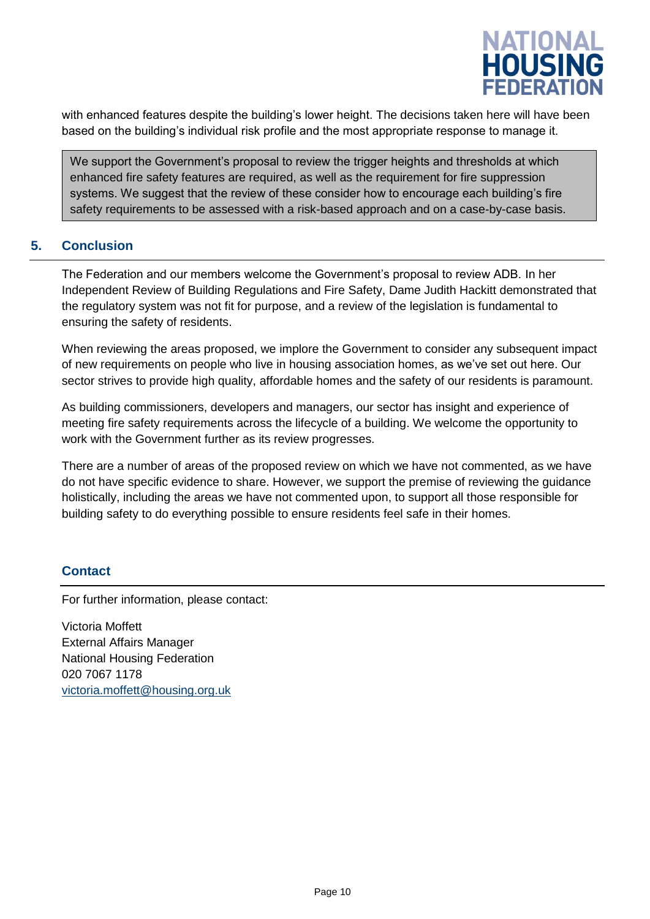with enhanced features despite the building's lower height. The decisions taken here will have been based on the building's individual risk profile and the most appropriate response to manage it.

> We support the Government's proposal to review the trigger heights and thresholds at which enhanced fire safety features are required, as well as the requirement for fire suppression systems. We suggest that the review of these consider how to encourage each building's fire safety requirements to be assessed with a risk-based approach and on a case-by-case basis.

## 5. Conclusion

The Federation and our members welcome the Government's proposal to review ADB. In her Independent Review of Building Regulations and Fire Safety, Dame Judith Hackitt demonstrated that the regulatory system was not fit for purpose, and a review of the legislation is fundamental to ensuring the safety of residents.

When reviewing the areas proposed, we implore the Government to consider any subsequent impact of new requirements on people who live in housing association homes, as we've set out here. Our sector strives to provide high quality, affordable homes and the safety of our residents is paramount.

As building commissioners, developers and managers, our sector has insight and experience of meeting fire safety requirements across the lifecycle of a building. We welcome the opportunity to work with the Government further as its review progresses.

There are a number of areas of the proposed review on which we have not commented, as we have do not have specific evidence to share. However, we support the premise of reviewing the guidance holistically, including the areas we have not commented upon, to support all those responsible for building safety to do everything possible to ensure residents feel safe in their homes.

## Contact

For further information, please contact:

Victoria Moffett
External Affairs Manager
National Housing Federation
020 7067 1178
victoria.moffett@housing.org.uk